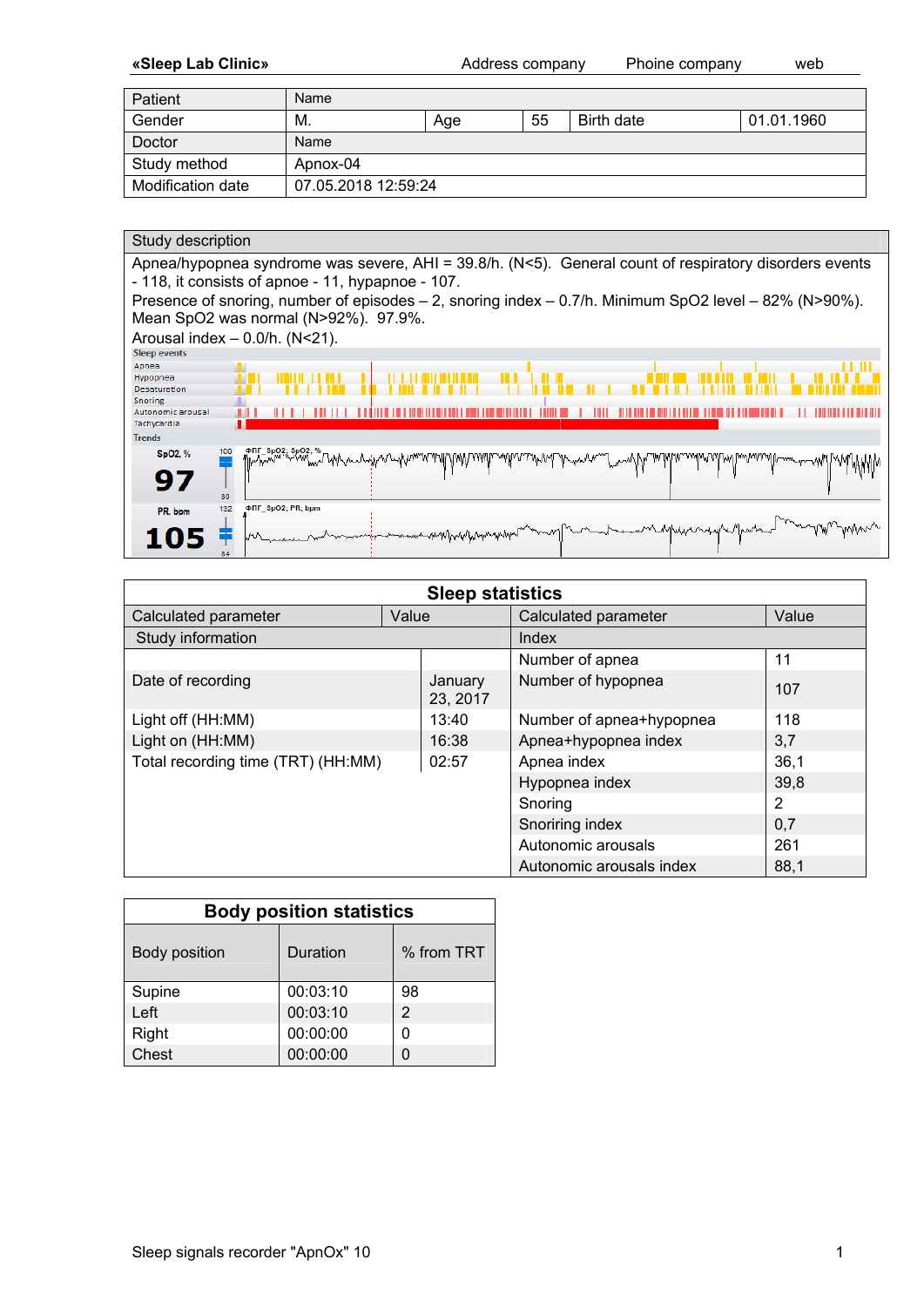«Sleep Lab Clinic» Address company Phoine company web

| Patient | Name | | | | |
|---|---|---|---|---|---|
| Gender | M. | Age | 55 | Birth date | 01.01.1960 |
| Doctor | Name | | | | |
| Study method | Apnox-04 | | | | |
| Modification date | 07.05.2018 12:59:24 | | | | |

| Study description |
|---|
| Apnea/hypopnea syndrome was severe, AHI = 39.8/h. (N<5). General count of respiratory disorders events - 118, it consists of apnoe - 11, hypapnoe - 107. Presence of snoring, number of episodes – 2, snoring index – 0.7/h. Minimum SpO2 level – 82% (N>90%). Mean SpO2 was normal (N>92%). 97.9%. Arousal index – 0.0/h. (N<21). |

Sleep events: Apnea, Hypopnea, Desaturation, Snoring, Autonomic arousal, Tachycardia

Trends: SpO2, % 97; PR, bpm 105

## Sleep statistics

| Calculated parameter | Value | Calculated parameter | Value |
|---|---|---|---|
| Study information | | Index | |
| | | Number of apnea | 11 |
| Date of recording | January 23, 2017 | Number of hypopnea | 107 |
| Light off (HH:MM) | 13:40 | Number of apnea+hypopnea | 118 |
| Light on (HH:MM) | 16:38 | Apnea+hypopnea index | 3,7 |
| Total recording time (TRT) (HH:MM) | 02:57 | Apnea index | 36,1 |
| | | Hypopnea index | 39,8 |
| | | Snoring | 2 |
| | | Snoriring index | 0,7 |
| | | Autonomic arousals | 261 |
| | | Autonomic arousals index | 88,1 |

## Body position statistics

| Body position | Duration | % from TRT |
|---|---|---|
| Supine | 00:03:10 | 98 |
| Left | 00:03:10 | 2 |
| Right | 00:00:00 | 0 |
| Chest | 00:00:00 | 0 |

Sleep signals recorder "ApnOx" 10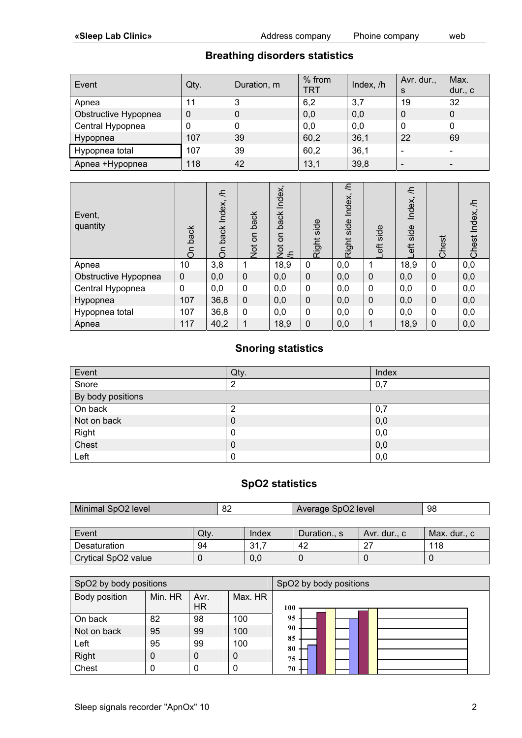## Breathing disorders statistics

| Event | Qty. | Duration, m | % from TRT | Index, /h | Avr. dur., s | Max. dur., c |
|---|---|---|---|---|---|---|
| Apnea | 11 | 3 | 6,2 | 3,7 | 19 | 32 |
| Obstructive Hypopnea | 0 | 0 | 0,0 | 0,0 | 0 | 0 |
| Central Hypopnea | 0 | 0 | 0,0 | 0,0 | 0 | 0 |
| Hypopnea | 107 | 39 | 60,2 | 36,1 | 22 | 69 |
| Hypopnea total | 107 | 39 | 60,2 | 36,1 | - | - |
| Apnea +Hypopnea | 118 | 42 | 13,1 | 39,8 | - | - |

| Event, quantity | On back | On back Index, /h | Not on back | Not on back Index, /h | Right side | Right side Index, /h | Left side | Left side Index, /h | Chest | Chest Index, /h |
|---|---|---|---|---|---|---|---|---|---|---|
| Apnea | 10 | 3,8 | 1 | 18,9 | 0 | 0,0 | 1 | 18,9 | 0 | 0,0 |
| Obstructive Hypopnea | 0 | 0,0 | 0 | 0,0 | 0 | 0,0 | 0 | 0,0 | 0 | 0,0 |
| Central Hypopnea | 0 | 0,0 | 0 | 0,0 | 0 | 0,0 | 0 | 0,0 | 0 | 0,0 |
| Hypopnea | 107 | 36,8 | 0 | 0,0 | 0 | 0,0 | 0 | 0,0 | 0 | 0,0 |
| Hypopnea total | 107 | 36,8 | 0 | 0,0 | 0 | 0,0 | 0 | 0,0 | 0 | 0,0 |
| Apnea | 117 | 40,2 | 1 | 18,9 | 0 | 0,0 | 1 | 18,9 | 0 | 0,0 |

## Snoring statistics

| Event | Qty. | Index |
|---|---|---|
| Snore | 2 | 0,7 |
| By body positions | | |
| On back | 2 | 0,7 |
| Not on back | 0 | 0,0 |
| Right | 0 | 0,0 |
| Chest | 0 | 0,0 |
| Left | 0 | 0,0 |

## SpO2 statistics

| Minimal SpO2 level | 82 | Average SpO2 level | 98 |
|---|---|---|---|

| Event | Qty. | Index | Duration., s | Avr. dur., c | Max. dur., c |
|---|---|---|---|---|---|
| Desaturation | 94 | 31,7 | 42 | 27 | 118 |
| Crytical SpO2 value | 0 | 0,0 | 0 | 0 | 0 |

| SpO2 by body positions | | | |
|---|---|---|---|
| Body position | Min. HR | Avr. HR | Max. HR |
| On back | 82 | 98 | 100 |
| Not on back | 95 | 99 | 100 |
| Left | 95 | 99 | 100 |
| Right | 0 | 0 | 0 |
| Chest | 0 | 0 | 0 |

SpO2 by body positions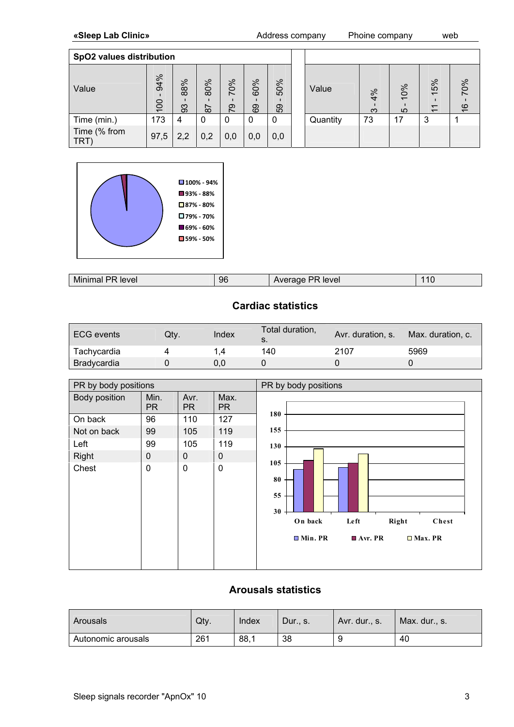| SpO2 values distribution | | | | | | | |
|---|---|---|---|---|---|---|---|
| Value | 100 - 94% | 93 - 88% | 87 - 80% | 79 - 70% | 69 - 60% | 59 - 50% |
| Time (min.) | 173 | 4 | 0 | 0 | 0 | 0 |
| Time (% from TRT) | 97,5 | 2,2 | 0,2 | 0,0 | 0,0 | 0,0 |

| Value | 3 - 4% | 5 - 10% | 11 - 15% | 16 - 70% |
|---|---|---|---|---|
| Quantity | 73 | 17 | 3 | 1 |

100% - 94%
93% - 88%
87% - 80%
79% - 70%
69% - 60%
59% - 50%

| Minimal PR level | 96 | Average PR level | 110 |
|---|---|---|---|

## Cardiac statistics

| ECG events | Qty. | Index | Total duration, s. | Avr. duration, s. | Max. duration, c. |
|---|---|---|---|---|---|
| Tachycardia | 4 | 1,4 | 140 | 2107 | 5969 |
| Bradycardia | 0 | 0,0 | 0 | 0 | 0 |

**PR by body positions**

| Body position | Min. PR | Avr. PR | Max. PR |
|---|---|---|---|
| On back | 96 | 110 | 127 |
| Not on back | 99 | 105 | 119 |
| Left | 99 | 105 | 119 |
| Right | 0 | 0 | 0 |
| Chest | 0 | 0 | 0 |

**PR by body positions**

180
155
130
105
80
55
30

On back
Left
Right
Chest

Min. PR
Avr. PR
Max. PR

## Arousals statistics

| Arousals | Qty. | Index | Dur., s. | Avr. dur., s. | Max. dur., s. |
|---|---|---|---|---|---|
| Autonomic arousals | 261 | 88,1 | 38 | 9 | 40 |